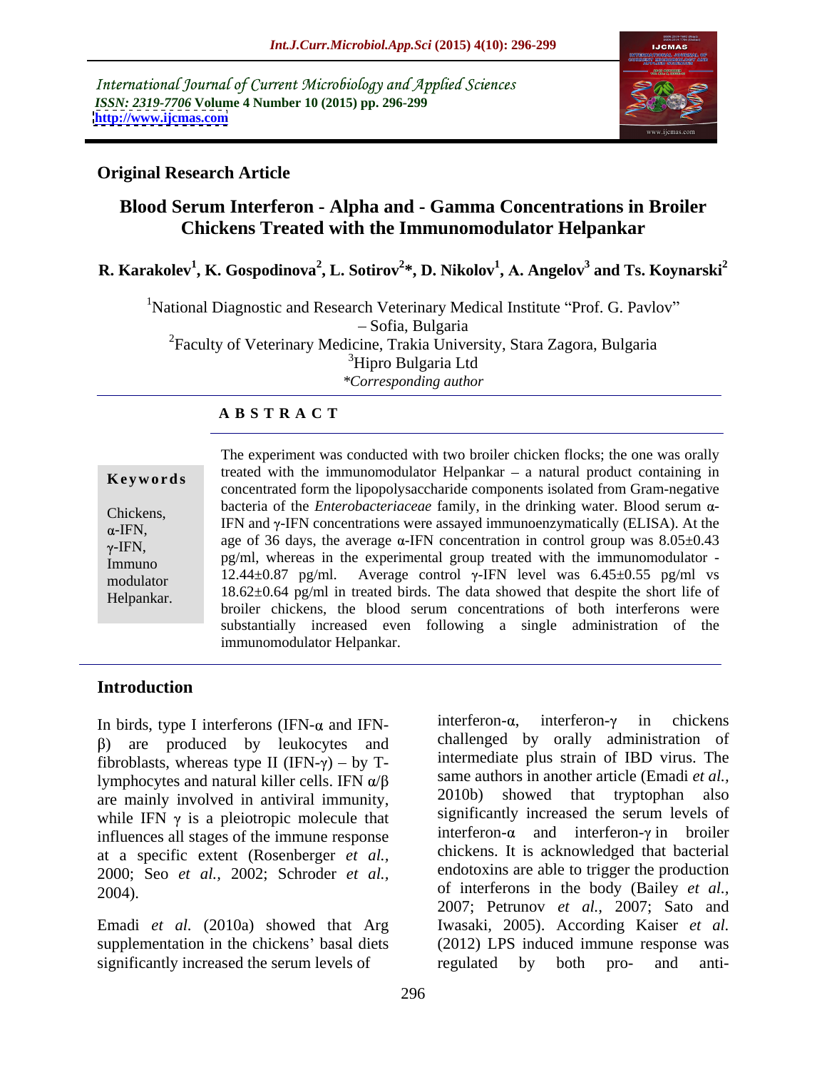International Journal of Current Microbiology and Applied Sciences
*ISSN: 2319-7706* **Volume 4 Number 10 (2015) pp. 296-299**
**http://www.ijcmas.com**

**Original Research Article**

# Blood Serum Interferon - Alpha and - Gamma Concentrations in Broiler Chickens Treated with the Immunomodulator Helpankar

**R. Karakolev[1], K. Gospodinova[2], L. Sotirov[2]\*, D. Nikolov[1], A. Angelov[3] and Ts. Koynarski[2]**

[1]National Diagnostic and Research Veterinary Medical Institute "Prof. G. Pavlov" – Sofia, Bulgaria
[2]Faculty of Veterinary Medicine, Trakia University, Stara Zagora, Bulgaria
[3]Hipro Bulgaria Ltd
*\*Corresponding author*

## ABSTRACT

**Keywords**

Chickens, α-IFN, γ-IFN, Immuno modulator Helpankar.

The experiment was conducted with two broiler chicken flocks; the one was orally treated with the immunomodulator Helpankar – a natural product containing in concentrated form the lipopolysaccharide components isolated from Gram-negative bacteria of the *Enterobacteriaceae* family, in the drinking water. Blood serum α-IFN and γ-IFN concentrations were assayed immunoenzymatically (ELISA). At the age of 36 days, the average α-IFN concentration in control group was 8.05±0.43 pg/ml, whereas in the experimental group treated with the immunomodulator - 12.44±0.87 pg/ml. Average control γ-IFN level was 6.45±0.55 pg/ml vs 18.62±0.64 pg/ml in treated birds. The data showed that despite the short life of broiler chickens, the blood serum concentrations of both interferons were substantially increased even following a single administration of the immunomodulator Helpankar.

## Introduction

In birds, type I interferons (IFN-α and IFN-β) are produced by leukocytes and fibroblasts, whereas type II (IFN-γ) – by T-lymphocytes and natural killer cells. IFN α/β are mainly involved in antiviral immunity, while IFN γ is a pleiotropic molecule that influences all stages of the immune response at a specific extent (Rosenberger *et al.*, 2000; Seo *et al.*, 2002; Schroder *et al.*, 2004).

Emadi *et al.* (2010a) showed that Arg supplementation in the chickens' basal diets significantly increased the serum levels of interferon-α, interferon-γ in chickens challenged by orally administration of intermediate plus strain of IBD virus. The same authors in another article (Emadi *et al.*, 2010b) showed that tryptophan also significantly increased the serum levels of interferon-α and interferon-γ in broiler chickens. It is acknowledged that bacterial endotoxins are able to trigger the production of interferons in the body (Bailey *et al.*, 2007; Petrunov *et al.*, 2007; Sato and Iwasaki, 2005). According Kaiser *et al.* (2012) LPS induced immune response was regulated by both pro- and anti-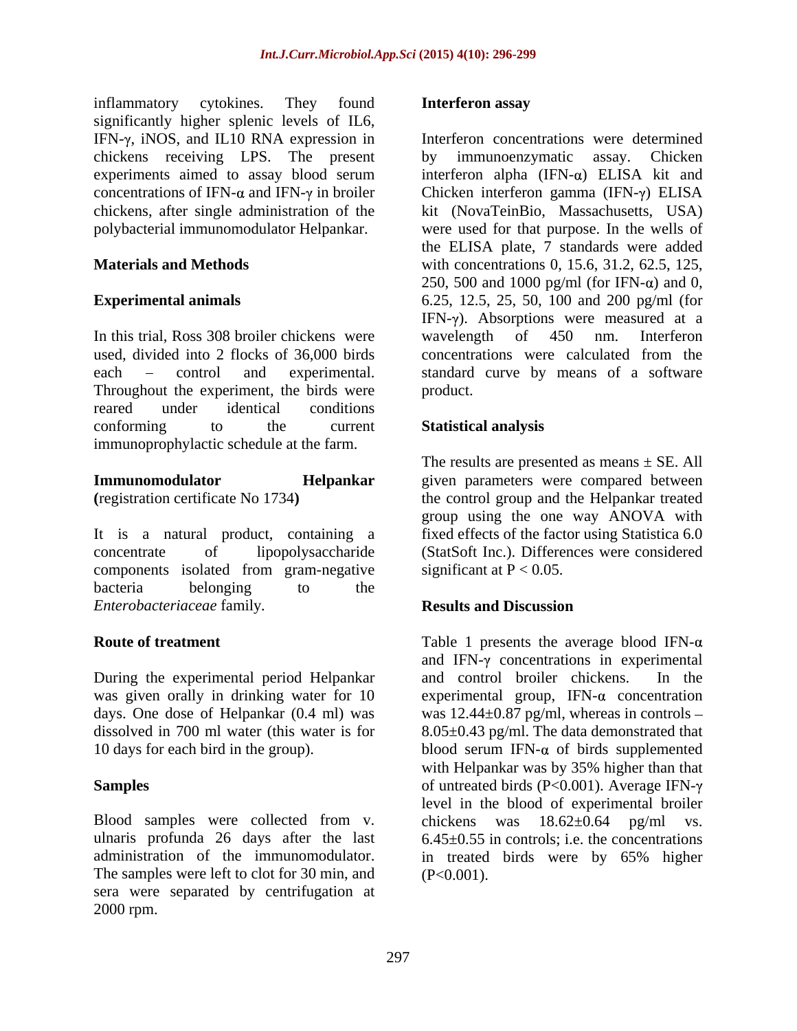inflammatory cytokines. They found significantly higher splenic levels of IL6, IFN-γ, iNOS, and IL10 RNA expression in chickens receiving LPS. The present experiments aimed to assay blood serum concentrations of IFN-α and IFN-γ in broiler chickens, after single administration of the polybacterial immunomodulator Helpankar.

## Materials and Methods

### Experimental animals

In this trial, Ross 308 broiler chickens were used, divided into 2 flocks of 36,000 birds each – control and experimental. Throughout the experiment, the birds were reared under identical conditions conforming to the current immunoprophylactic schedule at the farm.

### Immunomodulator Helpankar (registration certificate No 1734)

It is a natural product, containing a concentrate of lipopolysaccharide components isolated from gram-negative bacteria belonging to the *Enterobacteriaceae* family.

### Route of treatment

During the experimental period Helpankar was given orally in drinking water for 10 days. One dose of Helpankar (0.4 ml) was dissolved in 700 ml water (this water is for 10 days for each bird in the group).

### Samples

Blood samples were collected from v. ulnaris profunda 26 days after the last administration of the immunomodulator. The samples were left to clot for 30 min, and sera were separated by centrifugation at 2000 rpm.

### Interferon assay

Interferon concentrations were determined by immunoenzymatic assay. Chicken interferon alpha (IFN-α) ELISA kit and Chicken interferon gamma (IFN-γ) ELISA kit (NovaTeinBio, Massachusetts, USA) were used for that purpose. In the wells of the ELISA plate, 7 standards were added with concentrations 0, 15.6, 31.2, 62.5, 125, 250, 500 and 1000 pg/ml (for IFN-α) and 0, 6.25, 12.5, 25, 50, 100 and 200 pg/ml (for IFN-γ). Absorptions were measured at a wavelength of 450 nm. Interferon concentrations were calculated from the standard curve by means of a software product.

### Statistical analysis

The results are presented as means ± SE. All given parameters were compared between the control group and the Helpankar treated group using the one way ANOVA with fixed effects of the factor using Statistica 6.0 (StatSoft Inc.). Differences were considered significant at $P < 0.05$.

## Results and Discussion

Table 1 presents the average blood IFN-α and IFN-γ concentrations in experimental and control broiler chickens. In the experimental group, IFN-α concentration was 12.44±0.87 pg/ml, whereas in controls – 8.05±0.43 pg/ml. The data demonstrated that blood serum IFN-α of birds supplemented with Helpankar was by 35% higher than that of untreated birds ($P<0.001$). Average IFN-γ level in the blood of experimental broiler chickens was 18.62±0.64 pg/ml vs. 6.45±0.55 in controls; i.e. the concentrations in treated birds were by 65% higher ($P<0.001$).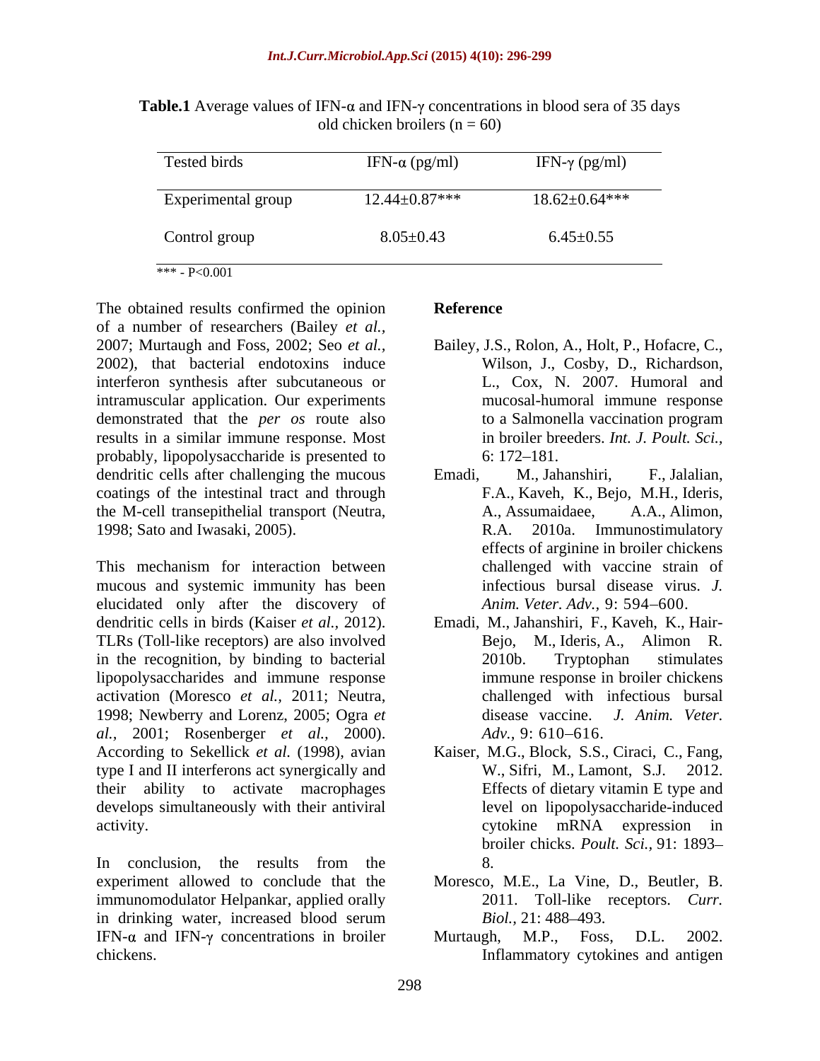**Table.1** Average values of IFN-α and IFN-γ concentrations in blood sera of 35 days old chicken broilers (n = 60)

| Tested birds | IFN-α (pg/ml) | IFN-γ (pg/ml) |
|---|---|---|
| Experimental group | 12.44±0.87*** | 18.62±0.64*** |
| Control group | 8.05±0.43 | 6.45±0.55 |

*** - P<0.001

The obtained results confirmed the opinion of a number of researchers (Bailey *et al.*, 2007; Murtaugh and Foss, 2002; Seo *et al.*, 2002), that bacterial endotoxins induce interferon synthesis after subcutaneous or intramuscular application. Our experiments demonstrated that the *per os* route also results in a similar immune response. Most probably, lipopolysaccharide is presented to dendritic cells after challenging the mucous coatings of the intestinal tract and through the M-cell transepithelial transport (Neutra, 1998; Sato and Iwasaki, 2005).

This mechanism for interaction between mucous and systemic immunity has been elucidated only after the discovery of dendritic cells in birds (Kaiser *et al.*, 2012). TLRs (Toll-like receptors) are also involved in the recognition, by binding to bacterial lipopolysaccharides and immune response activation (Moresco *et al.*, 2011; Neutra, 1998; Newberry and Lorenz, 2005; Ogra *et al.*, 2001; Rosenberger *et al.*, 2000). According to Sekellick *et al.* (1998), avian type I and II interferons act synergically and their ability to activate macrophages develops simultaneously with their antiviral activity.

In conclusion, the results from the experiment allowed to conclude that the immunomodulator Helpankar, applied orally in drinking water, increased blood serum IFN-α and IFN-γ concentrations in broiler chickens.

## Reference

Bailey, J.S., Rolon, A., Holt, P., Hofacre, C., Wilson, J., Cosby, D., Richardson, L., Cox, N. 2007. Humoral and mucosal-humoral immune response to a Salmonella vaccination program in broiler breeders. *Int. J. Poult. Sci.,* 6: 172–181.

Emadi, M., Jahanshiri, F., Jalalian, F.A., Kaveh, K., Bejo, M.H., Ideris, A., Assumaidaee, A.A., Alimon, R.A. 2010a. Immunostimulatory effects of arginine in broiler chickens challenged with vaccine strain of infectious bursal disease virus. *J. Anim. Veter. Adv.,* 9: 594–600.

Emadi, M., Jahanshiri, F., Kaveh, K., Hair-Bejo, M., Ideris, A., Alimon R. 2010b. Tryptophan stimulates immune response in broiler chickens challenged with infectious bursal disease vaccine. *J. Anim. Veter. Adv.,* 9: 610–616.

Kaiser, M.G., Block, S.S., Ciraci, C., Fang, W., Sifri, M., Lamont, S.J. 2012. Effects of dietary vitamin E type and level on lipopolysaccharide-induced cytokine mRNA expression in broiler chicks. *Poult. Sci.,* 91: 1893–8.

Moresco, M.E., La Vine, D., Beutler, B. 2011. Toll-like receptors. *Curr. Biol.,* 21: 488–493.

Murtaugh, M.P., Foss, D.L. 2002. Inflammatory cytokines and antigen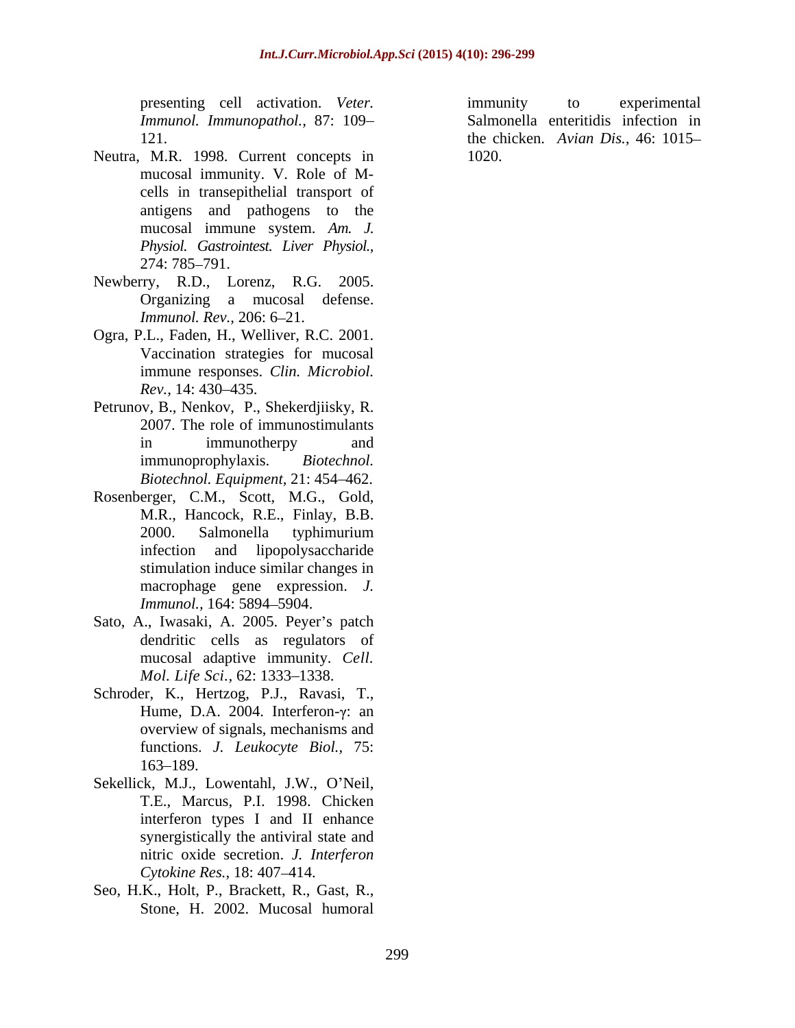presenting cell activation. *Veter. Immunol. Immunopathol.,* 87: 109–121.

Neutra, M.R. 1998. Current concepts in mucosal immunity. V. Role of M-cells in transepithelial transport of antigens and pathogens to the mucosal immune system. *Am. J. Physiol. Gastrointest. Liver Physiol.,* 274: 785–791.

Newberry, R.D., Lorenz, R.G. 2005. Organizing a mucosal defense. *Immunol. Rev.,* 206: 6–21.

Ogra, P.L., Faden, H., Welliver, R.C. 2001. Vaccination strategies for mucosal immune responses. *Clin. Microbiol. Rev.,* 14: 430–435.

Petrunov, B., Nenkov, P., Shekerdjiisky, R. 2007. The role of immunostimulants in immunotherpy and immunoprophylaxis. *Biotechnol. Biotechnol. Equipment,* 21: 454–462.

Rosenberger, C.M., Scott, M.G., Gold, M.R., Hancock, R.E., Finlay, B.B. 2000. Salmonella typhimurium infection and lipopolysaccharide stimulation induce similar changes in macrophage gene expression. *J. Immunol.,* 164: 5894–5904.

Sato, A., Iwasaki, A. 2005. Peyer's patch dendritic cells as regulators of mucosal adaptive immunity. *Cell. Mol. Life Sci.,* 62: 1333–1338.

Schroder, K., Hertzog, P.J., Ravasi, T., Hume, D.A. 2004. Interferon-γ: an overview of signals, mechanisms and functions. *J. Leukocyte Biol.,* 75: 163–189.

Sekellick, M.J., Lowentahl, J.W., O'Neil, T.E., Marcus, P.I. 1998. Chicken interferon types I and II enhance synergistically the antiviral state and nitric oxide secretion. *J. Interferon Cytokine Res.,* 18: 407–414.

Seo, H.K., Holt, P., Brackett, R., Gast, R., Stone, H. 2002. Mucosal humoral immunity to experimental Salmonella enteritidis infection in the chicken. *Avian Dis.,* 46: 1015–1020.